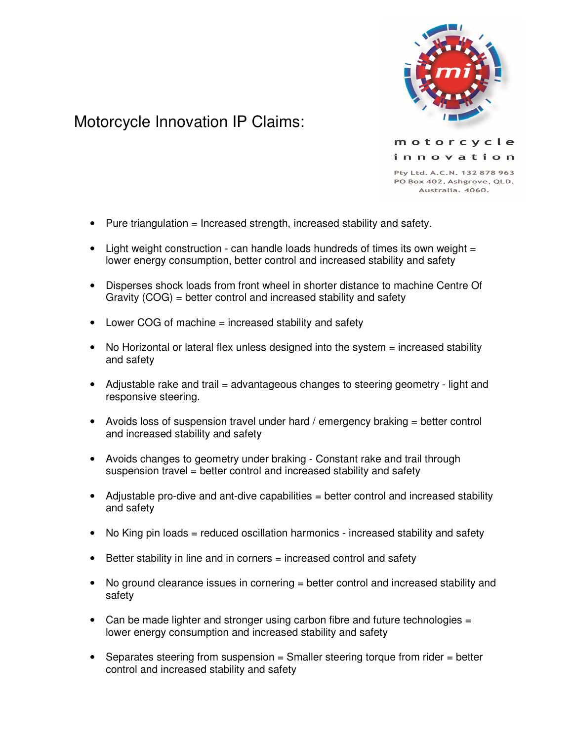# Motorcycle Innovation IP Claims:

motorcycle innovation

Pty Ltd. A.C.N. 132 878 963
PO Box 402, Ashgrove, QLD.
Australia. 4060.

- Pure triangulation = Increased strength, increased stability and safety.
- Light weight construction - can handle loads hundreds of times its own weight = lower energy consumption, better control and increased stability and safety
- Disperses shock loads from front wheel in shorter distance to machine Centre Of Gravity (COG) = better control and increased stability and safety
- Lower COG of machine = increased stability and safety
- No Horizontal or lateral flex unless designed into the system = increased stability and safety
- Adjustable rake and trail = advantageous changes to steering geometry - light and responsive steering.
- Avoids loss of suspension travel under hard / emergency braking = better control and increased stability and safety
- Avoids changes to geometry under braking - Constant rake and trail through suspension travel = better control and increased stability and safety
- Adjustable pro-dive and ant-dive capabilities = better control and increased stability and safety
- No King pin loads = reduced oscillation harmonics - increased stability and safety
- Better stability in line and in corners = increased control and safety
- No ground clearance issues in cornering = better control and increased stability and safety
- Can be made lighter and stronger using carbon fibre and future technologies = lower energy consumption and increased stability and safety
- Separates steering from suspension = Smaller steering torque from rider = better control and increased stability and safety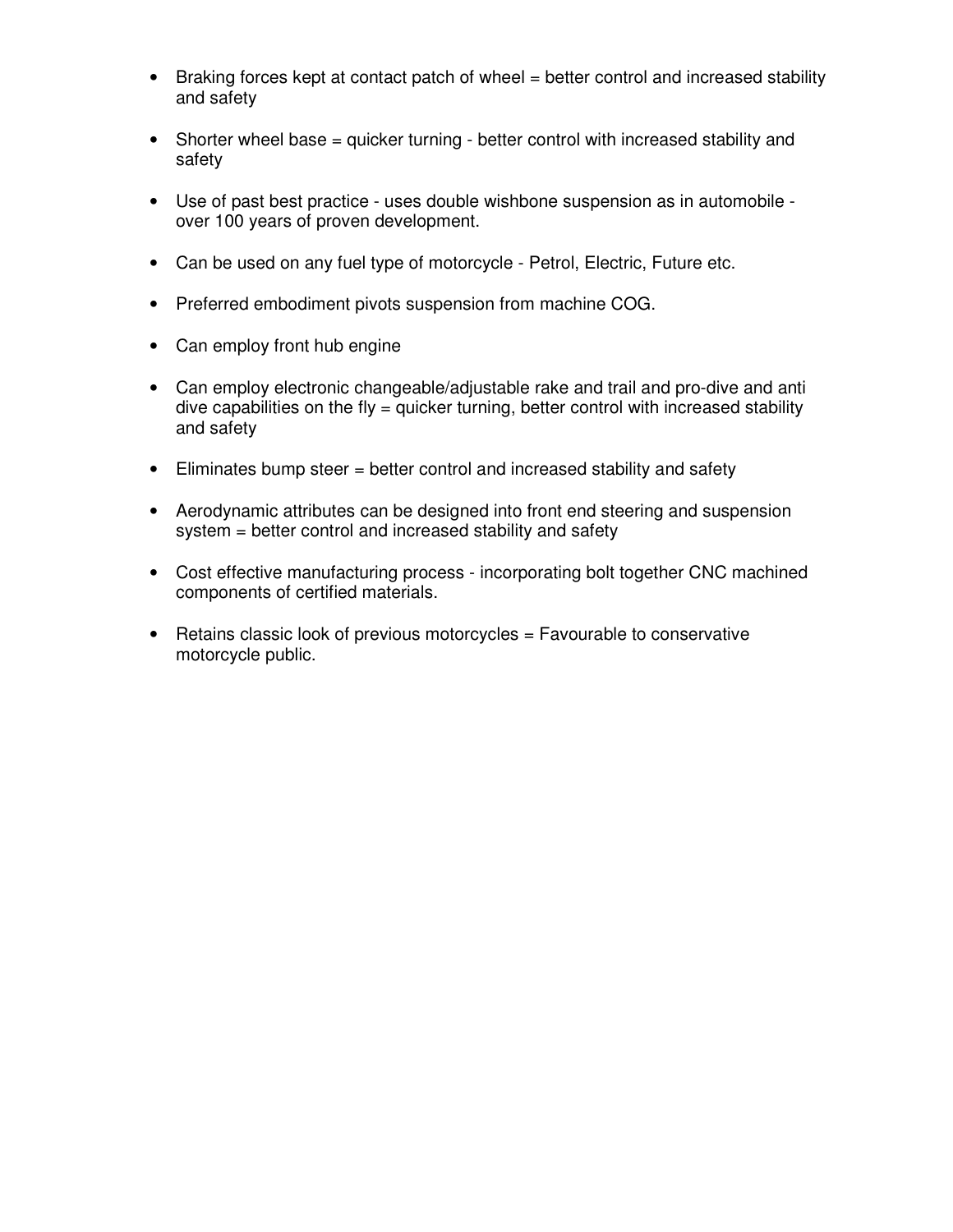- Braking forces kept at contact patch of wheel = better control and increased stability and safety
- Shorter wheel base = quicker turning - better control with increased stability and safety
- Use of past best practice - uses double wishbone suspension as in automobile - over 100 years of proven development.
- Can be used on any fuel type of motorcycle - Petrol, Electric, Future etc.
- Preferred embodiment pivots suspension from machine COG.
- Can employ front hub engine
- Can employ electronic changeable/adjustable rake and trail and pro-dive and anti dive capabilities on the fly = quicker turning, better control with increased stability and safety
- Eliminates bump steer = better control and increased stability and safety
- Aerodynamic attributes can be designed into front end steering and suspension system = better control and increased stability and safety
- Cost effective manufacturing process - incorporating bolt together CNC machined components of certified materials.
- Retains classic look of previous motorcycles = Favourable to conservative motorcycle public.